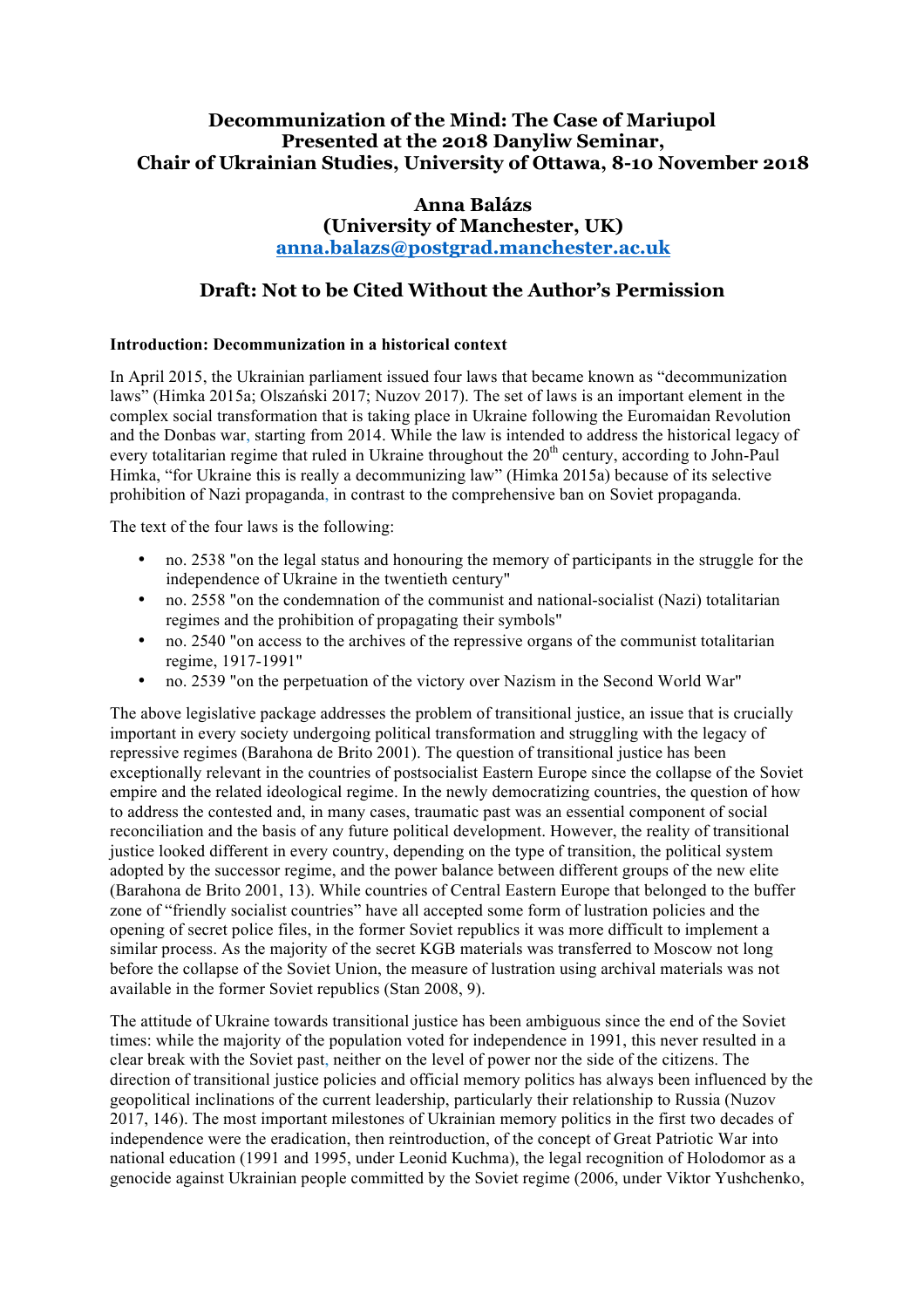# Decommunization of the Mind: The Case of Mariupol
# Presented at the 2018 Danyliw Seminar, Chair of Ukrainian Studies, University of Ottawa, 8-10 November 2018

**Anna Balázs**
**(University of Manchester, UK)**
**anna.balazs@postgrad.manchester.ac.uk**

## Draft: Not to be Cited Without the Author's Permission

### Introduction: Decommunization in a historical context

In April 2015, the Ukrainian parliament issued four laws that became known as "decommunization laws" (Himka 2015a; Olszański 2017; Nuzov 2017). The set of laws is an important element in the complex social transformation that is taking place in Ukraine following the Euromaidan Revolution and the Donbas war, starting from 2014. While the law is intended to address the historical legacy of every totalitarian regime that ruled in Ukraine throughout the 20th century, according to John-Paul Himka, "for Ukraine this is really a decommunizing law" (Himka 2015a) because of its selective prohibition of Nazi propaganda, in contrast to the comprehensive ban on Soviet propaganda.

The text of the four laws is the following:

- no. 2538 "on the legal status and honouring the memory of participants in the struggle for the independence of Ukraine in the twentieth century"
- no. 2558 "on the condemnation of the communist and national-socialist (Nazi) totalitarian regimes and the prohibition of propagating their symbols"
- no. 2540 "on access to the archives of the repressive organs of the communist totalitarian regime, 1917-1991"
- no. 2539 "on the perpetuation of the victory over Nazism in the Second World War"

The above legislative package addresses the problem of transitional justice, an issue that is crucially important in every society undergoing political transformation and struggling with the legacy of repressive regimes (Barahona de Brito 2001). The question of transitional justice has been exceptionally relevant in the countries of postsocialist Eastern Europe since the collapse of the Soviet empire and the related ideological regime. In the newly democratizing countries, the question of how to address the contested and, in many cases, traumatic past was an essential component of social reconciliation and the basis of any future political development. However, the reality of transitional justice looked different in every country, depending on the type of transition, the political system adopted by the successor regime, and the power balance between different groups of the new elite (Barahona de Brito 2001, 13). While countries of Central Eastern Europe that belonged to the buffer zone of "friendly socialist countries" have all accepted some form of lustration policies and the opening of secret police files, in the former Soviet republics it was more difficult to implement a similar process. As the majority of the secret KGB materials was transferred to Moscow not long before the collapse of the Soviet Union, the measure of lustration using archival materials was not available in the former Soviet republics (Stan 2008, 9).

The attitude of Ukraine towards transitional justice has been ambiguous since the end of the Soviet times: while the majority of the population voted for independence in 1991, this never resulted in a clear break with the Soviet past, neither on the level of power nor the side of the citizens. The direction of transitional justice policies and official memory politics has always been influenced by the geopolitical inclinations of the current leadership, particularly their relationship to Russia (Nuzov 2017, 146). The most important milestones of Ukrainian memory politics in the first two decades of independence were the eradication, then reintroduction, of the concept of Great Patriotic War into national education (1991 and 1995, under Leonid Kuchma), the legal recognition of Holodomor as a genocide against Ukrainian people committed by the Soviet regime (2006, under Viktor Yushchenko,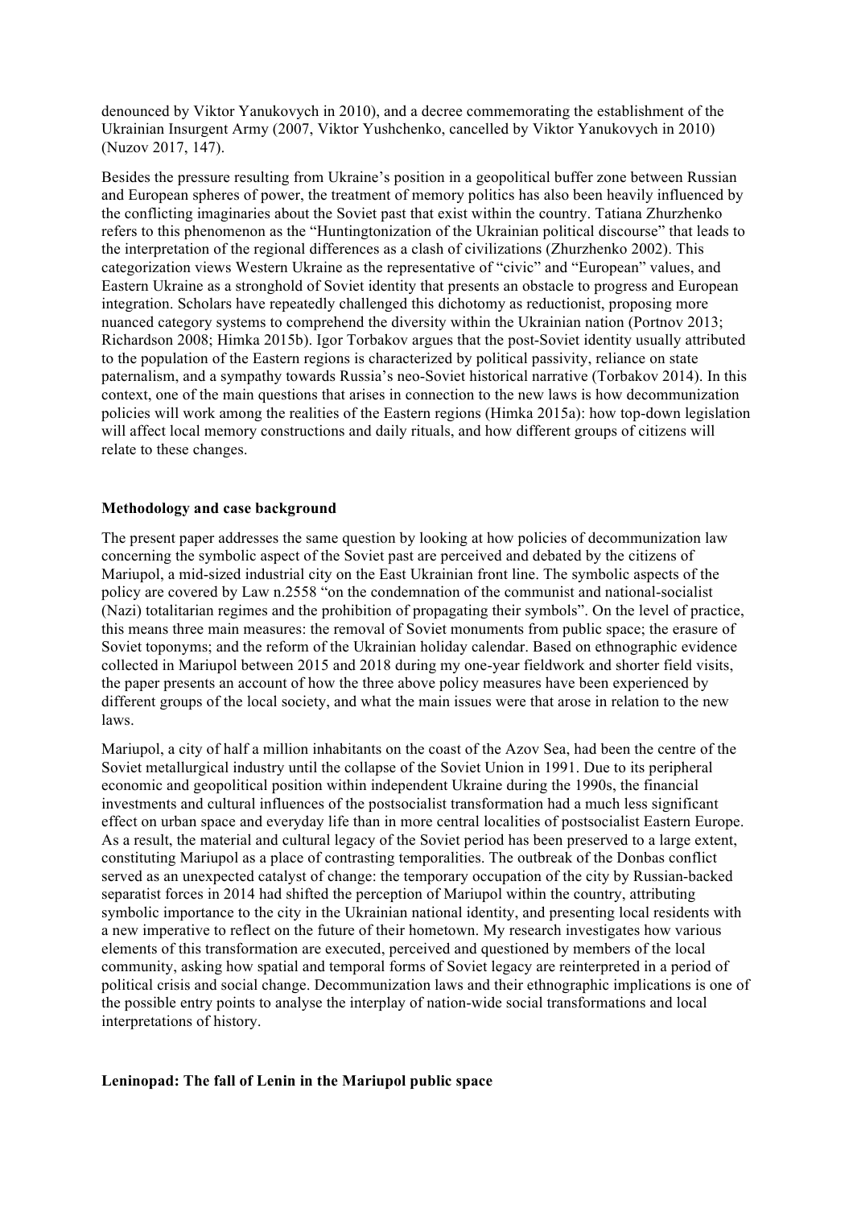denounced by Viktor Yanukovych in 2010), and a decree commemorating the establishment of the Ukrainian Insurgent Army (2007, Viktor Yushchenko, cancelled by Viktor Yanukovych in 2010) (Nuzov 2017, 147).

Besides the pressure resulting from Ukraine's position in a geopolitical buffer zone between Russian and European spheres of power, the treatment of memory politics has also been heavily influenced by the conflicting imaginaries about the Soviet past that exist within the country. Tatiana Zhurzhenko refers to this phenomenon as the "Huntingtonization of the Ukrainian political discourse" that leads to the interpretation of the regional differences as a clash of civilizations (Zhurzhenko 2002). This categorization views Western Ukraine as the representative of "civic" and "European" values, and Eastern Ukraine as a stronghold of Soviet identity that presents an obstacle to progress and European integration. Scholars have repeatedly challenged this dichotomy as reductionist, proposing more nuanced category systems to comprehend the diversity within the Ukrainian nation (Portnov 2013; Richardson 2008; Himka 2015b). Igor Torbakov argues that the post-Soviet identity usually attributed to the population of the Eastern regions is characterized by political passivity, reliance on state paternalism, and a sympathy towards Russia's neo-Soviet historical narrative (Torbakov 2014). In this context, one of the main questions that arises in connection to the new laws is how decommunization policies will work among the realities of the Eastern regions (Himka 2015a): how top-down legislation will affect local memory constructions and daily rituals, and how different groups of citizens will relate to these changes.

## Methodology and case background

The present paper addresses the same question by looking at how policies of decommunization law concerning the symbolic aspect of the Soviet past are perceived and debated by the citizens of Mariupol, a mid-sized industrial city on the East Ukrainian front line. The symbolic aspects of the policy are covered by Law n.2558 "on the condemnation of the communist and national-socialist (Nazi) totalitarian regimes and the prohibition of propagating their symbols". On the level of practice, this means three main measures: the removal of Soviet monuments from public space; the erasure of Soviet toponyms; and the reform of the Ukrainian holiday calendar. Based on ethnographic evidence collected in Mariupol between 2015 and 2018 during my one-year fieldwork and shorter field visits, the paper presents an account of how the three above policy measures have been experienced by different groups of the local society, and what the main issues were that arose in relation to the new laws.

Mariupol, a city of half a million inhabitants on the coast of the Azov Sea, had been the centre of the Soviet metallurgical industry until the collapse of the Soviet Union in 1991. Due to its peripheral economic and geopolitical position within independent Ukraine during the 1990s, the financial investments and cultural influences of the postsocialist transformation had a much less significant effect on urban space and everyday life than in more central localities of postsocialist Eastern Europe. As a result, the material and cultural legacy of the Soviet period has been preserved to a large extent, constituting Mariupol as a place of contrasting temporalities. The outbreak of the Donbas conflict served as an unexpected catalyst of change: the temporary occupation of the city by Russian-backed separatist forces in 2014 had shifted the perception of Mariupol within the country, attributing symbolic importance to the city in the Ukrainian national identity, and presenting local residents with a new imperative to reflect on the future of their hometown. My research investigates how various elements of this transformation are executed, perceived and questioned by members of the local community, asking how spatial and temporal forms of Soviet legacy are reinterpreted in a period of political crisis and social change. Decommunization laws and their ethnographic implications is one of the possible entry points to analyse the interplay of nation-wide social transformations and local interpretations of history.

## Leninopad: The fall of Lenin in the Mariupol public space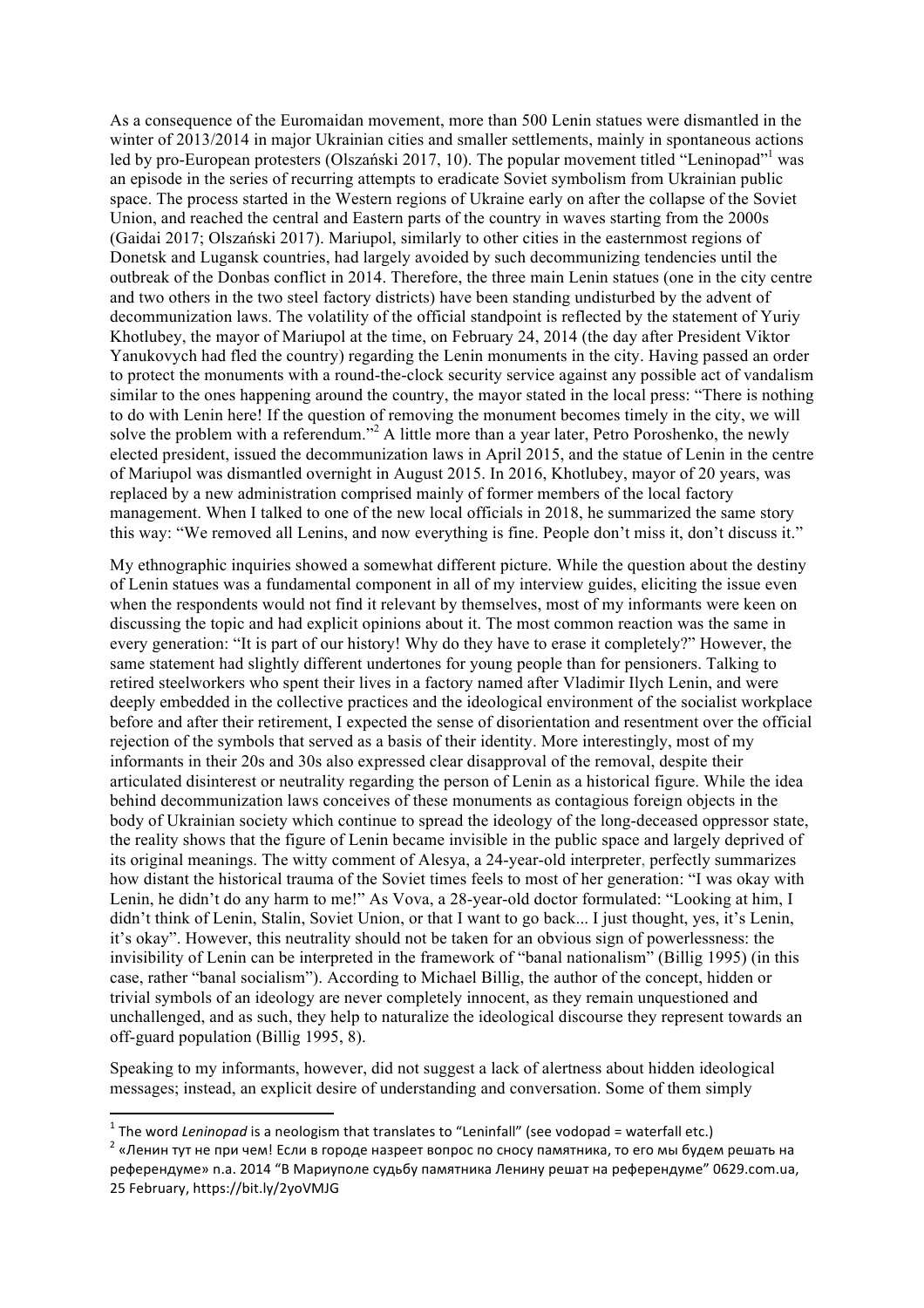As a consequence of the Euromaidan movement, more than 500 Lenin statues were dismantled in the winter of 2013/2014 in major Ukrainian cities and smaller settlements, mainly in spontaneous actions led by pro-European protesters (Olszański 2017, 10). The popular movement titled "Leninopad"[1] was an episode in the series of recurring attempts to eradicate Soviet symbolism from Ukrainian public space. The process started in the Western regions of Ukraine early on after the collapse of the Soviet Union, and reached the central and Eastern parts of the country in waves starting from the 2000s (Gaidai 2017; Olszański 2017). Mariupol, similarly to other cities in the easternmost regions of Donetsk and Lugansk countries, had largely avoided by such decommunizing tendencies until the outbreak of the Donbas conflict in 2014. Therefore, the three main Lenin statues (one in the city centre and two others in the two steel factory districts) have been standing undisturbed by the advent of decommunization laws. The volatility of the official standpoint is reflected by the statement of Yuriy Khotlubey, the mayor of Mariupol at the time, on February 24, 2014 (the day after President Viktor Yanukovych had fled the country) regarding the Lenin monuments in the city. Having passed an order to protect the monuments with a round-the-clock security service against any possible act of vandalism similar to the ones happening around the country, the mayor stated in the local press: "There is nothing to do with Lenin here! If the question of removing the monument becomes timely in the city, we will solve the problem with a referendum."[2] A little more than a year later, Petro Poroshenko, the newly elected president, issued the decommunization laws in April 2015, and the statue of Lenin in the centre of Mariupol was dismantled overnight in August 2015. In 2016, Khotlubey, mayor of 20 years, was replaced by a new administration comprised mainly of former members of the local factory management. When I talked to one of the new local officials in 2018, he summarized the same story this way: "We removed all Lenins, and now everything is fine. People don't miss it, don't discuss it."

My ethnographic inquiries showed a somewhat different picture. While the question about the destiny of Lenin statues was a fundamental component in all of my interview guides, eliciting the issue even when the respondents would not find it relevant by themselves, most of my informants were keen on discussing the topic and had explicit opinions about it. The most common reaction was the same in every generation: "It is part of our history! Why do they have to erase it completely?" However, the same statement had slightly different undertones for young people than for pensioners. Talking to retired steelworkers who spent their lives in a factory named after Vladimir Ilych Lenin, and were deeply embedded in the collective practices and the ideological environment of the socialist workplace before and after their retirement, I expected the sense of disorientation and resentment over the official rejection of the symbols that served as a basis of their identity. More interestingly, most of my informants in their 20s and 30s also expressed clear disapproval of the removal, despite their articulated disinterest or neutrality regarding the person of Lenin as a historical figure. While the idea behind decommunization laws conceives of these monuments as contagious foreign objects in the body of Ukrainian society which continue to spread the ideology of the long-deceased oppressor state, the reality shows that the figure of Lenin became invisible in the public space and largely deprived of its original meanings. The witty comment of Alesya, a 24-year-old interpreter, perfectly summarizes how distant the historical trauma of the Soviet times feels to most of her generation: "I was okay with Lenin, he didn't do any harm to me!" As Vova, a 28-year-old doctor formulated: "Looking at him, I didn't think of Lenin, Stalin, Soviet Union, or that I want to go back... I just thought, yes, it's Lenin, it's okay". However, this neutrality should not be taken for an obvious sign of powerlessness: the invisibility of Lenin can be interpreted in the framework of "banal nationalism" (Billig 1995) (in this case, rather "banal socialism"). According to Michael Billig, the author of the concept, hidden or trivial symbols of an ideology are never completely innocent, as they remain unquestioned and unchallenged, and as such, they help to naturalize the ideological discourse they represent towards an off-guard population (Billig 1995, 8).

Speaking to my informants, however, did not suggest a lack of alertness about hidden ideological messages; instead, an explicit desire of understanding and conversation. Some of them simply

---

[1] The word *Leninopad* is a neologism that translates to "Leninfall" (see vodopad = waterfall etc.)

[2] «Ленин тут не при чем! Если в городе назреет вопрос по сносу памятника, то его мы будем решать на референдуме» n.a. 2014 "В Мариуполе судьбу памятника Ленину решат на референдуме" 0629.com.ua, 25 February, https://bit.ly/2yoVMJG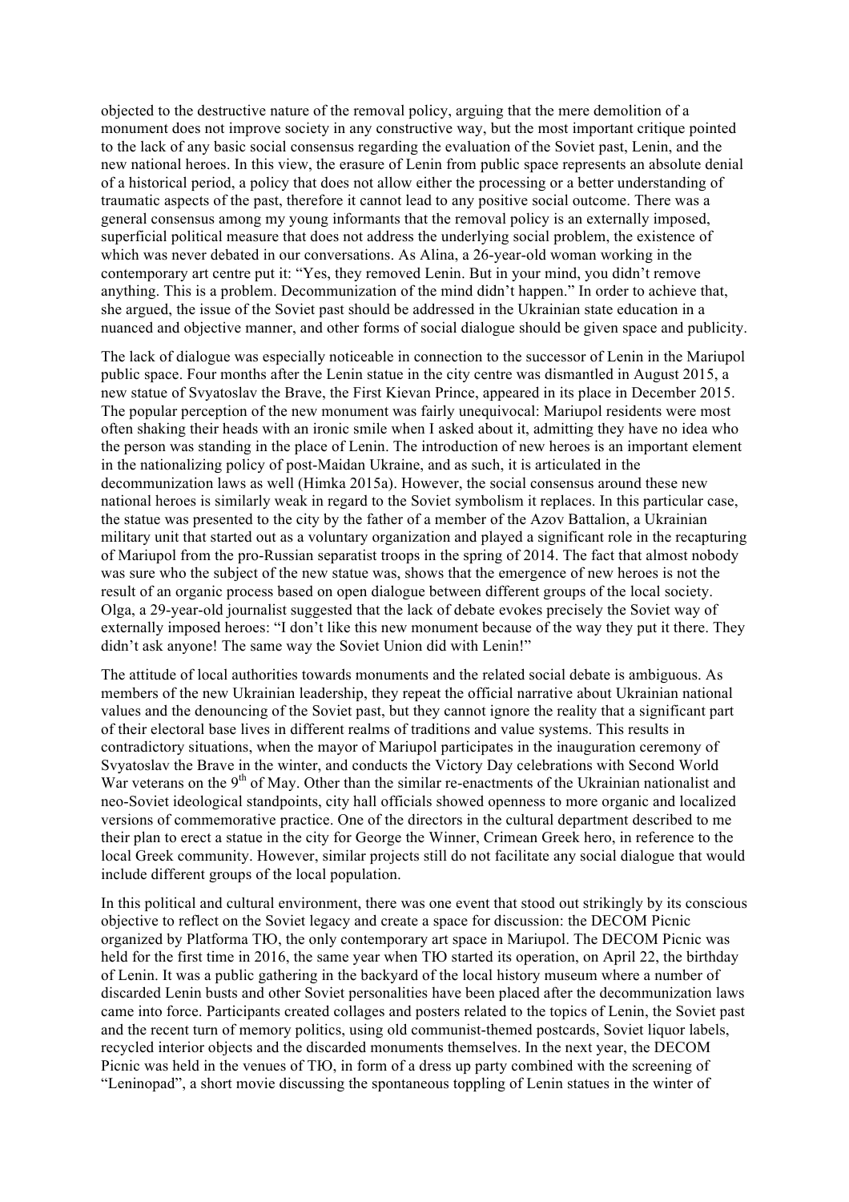objected to the destructive nature of the removal policy, arguing that the mere demolition of a monument does not improve society in any constructive way, but the most important critique pointed to the lack of any basic social consensus regarding the evaluation of the Soviet past, Lenin, and the new national heroes. In this view, the erasure of Lenin from public space represents an absolute denial of a historical period, a policy that does not allow either the processing or a better understanding of traumatic aspects of the past, therefore it cannot lead to any positive social outcome. There was a general consensus among my young informants that the removal policy is an externally imposed, superficial political measure that does not address the underlying social problem, the existence of which was never debated in our conversations. As Alina, a 26-year-old woman working in the contemporary art centre put it: "Yes, they removed Lenin. But in your mind, you didn't remove anything. This is a problem. Decommunization of the mind didn't happen." In order to achieve that, she argued, the issue of the Soviet past should be addressed in the Ukrainian state education in a nuanced and objective manner, and other forms of social dialogue should be given space and publicity.

The lack of dialogue was especially noticeable in connection to the successor of Lenin in the Mariupol public space. Four months after the Lenin statue in the city centre was dismantled in August 2015, a new statue of Svyatoslav the Brave, the First Kievan Prince, appeared in its place in December 2015. The popular perception of the new monument was fairly unequivocal: Mariupol residents were most often shaking their heads with an ironic smile when I asked about it, admitting they have no idea who the person was standing in the place of Lenin. The introduction of new heroes is an important element in the nationalizing policy of post-Maidan Ukraine, and as such, it is articulated in the decommunization laws as well (Himka 2015a). However, the social consensus around these new national heroes is similarly weak in regard to the Soviet symbolism it replaces. In this particular case, the statue was presented to the city by the father of a member of the Azov Battalion, a Ukrainian military unit that started out as a voluntary organization and played a significant role in the recapturing of Mariupol from the pro-Russian separatist troops in the spring of 2014. The fact that almost nobody was sure who the subject of the new statue was, shows that the emergence of new heroes is not the result of an organic process based on open dialogue between different groups of the local society. Olga, a 29-year-old journalist suggested that the lack of debate evokes precisely the Soviet way of externally imposed heroes: "I don't like this new monument because of the way they put it there. They didn't ask anyone! The same way the Soviet Union did with Lenin!"

The attitude of local authorities towards monuments and the related social debate is ambiguous. As members of the new Ukrainian leadership, they repeat the official narrative about Ukrainian national values and the denouncing of the Soviet past, but they cannot ignore the reality that a significant part of their electoral base lives in different realms of traditions and value systems. This results in contradictory situations, when the mayor of Mariupol participates in the inauguration ceremony of Svyatoslav the Brave in the winter, and conducts the Victory Day celebrations with Second World War veterans on the 9th of May. Other than the similar re-enactments of the Ukrainian nationalist and neo-Soviet ideological standpoints, city hall officials showed openness to more organic and localized versions of commemorative practice. One of the directors in the cultural department described to me their plan to erect a statue in the city for George the Winner, Crimean Greek hero, in reference to the local Greek community. However, similar projects still do not facilitate any social dialogue that would include different groups of the local population.

In this political and cultural environment, there was one event that stood out strikingly by its conscious objective to reflect on the Soviet legacy and create a space for discussion: the DECOM Picnic organized by Platforma ТЮ, the only contemporary art space in Mariupol. The DECOM Picnic was held for the first time in 2016, the same year when ТЮ started its operation, on April 22, the birthday of Lenin. It was a public gathering in the backyard of the local history museum where a number of discarded Lenin busts and other Soviet personalities have been placed after the decommunization laws came into force. Participants created collages and posters related to the topics of Lenin, the Soviet past and the recent turn of memory politics, using old communist-themed postcards, Soviet liquor labels, recycled interior objects and the discarded monuments themselves. In the next year, the DECOM Picnic was held in the venues of ТЮ, in form of a dress up party combined with the screening of "Leninopad", a short movie discussing the spontaneous toppling of Lenin statues in the winter of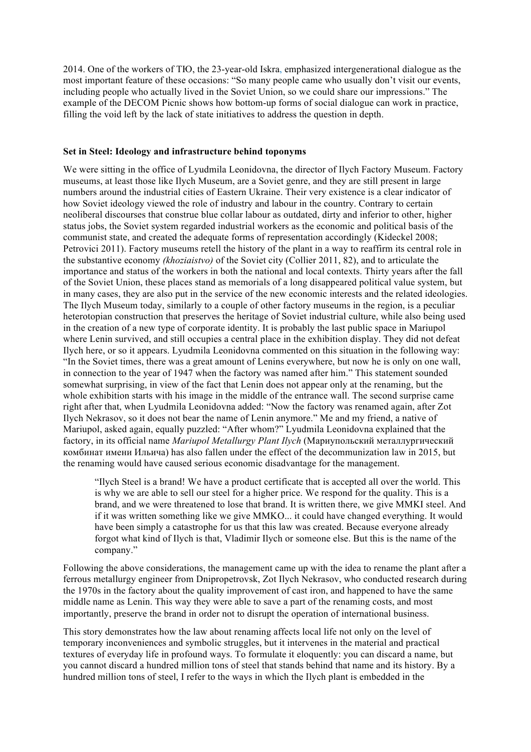2014. One of the workers of ТЮ, the 23-year-old Iskra, emphasized intergenerational dialogue as the most important feature of these occasions: "So many people came who usually don't visit our events, including people who actually lived in the Soviet Union, so we could share our impressions." The example of the DECOM Picnic shows how bottom-up forms of social dialogue can work in practice, filling the void left by the lack of state initiatives to address the question in depth.

## Set in Steel: Ideology and infrastructure behind toponyms

We were sitting in the office of Lyudmila Leonidovna, the director of Ilych Factory Museum. Factory museums, at least those like Ilych Museum, are a Soviet genre, and they are still present in large numbers around the industrial cities of Eastern Ukraine. Their very existence is a clear indicator of how Soviet ideology viewed the role of industry and labour in the country. Contrary to certain neoliberal discourses that construe blue collar labour as outdated, dirty and inferior to other, higher status jobs, the Soviet system regarded industrial workers as the economic and political basis of the communist state, and created the adequate forms of representation accordingly (Kideckel 2008; Petrovici 2011). Factory museums retell the history of the plant in a way to reaffirm its central role in the substantive economy *(khoziaistvo)* of the Soviet city (Collier 2011, 82), and to articulate the importance and status of the workers in both the national and local contexts. Thirty years after the fall of the Soviet Union, these places stand as memorials of a long disappeared political value system, but in many cases, they are also put in the service of the new economic interests and the related ideologies. The Ilych Museum today, similarly to a couple of other factory museums in the region, is a peculiar heterotopian construction that preserves the heritage of Soviet industrial culture, while also being used in the creation of a new type of corporate identity. It is probably the last public space in Mariupol where Lenin survived, and still occupies a central place in the exhibition display. They did not defeat Ilych here, or so it appears. Lyudmila Leonidovna commented on this situation in the following way: "In the Soviet times, there was a great amount of Lenins everywhere, but now he is only on one wall, in connection to the year of 1947 when the factory was named after him." This statement sounded somewhat surprising, in view of the fact that Lenin does not appear only at the renaming, but the whole exhibition starts with his image in the middle of the entrance wall. The second surprise came right after that, when Lyudmila Leonidovna added: "Now the factory was renamed again, after Zot Ilych Nekrasov, so it does not bear the name of Lenin anymore." Me and my friend, a native of Mariupol, asked again, equally puzzled: "After whom?" Lyudmila Leonidovna explained that the factory, in its official name *Mariupol Metallurgy Plant Ilych* (Мариупольский металлургический комбинат имени Ильича) has also fallen under the effect of the decommunization law in 2015, but the renaming would have caused serious economic disadvantage for the management.

> "Ilych Steel is a brand! We have a product certificate that is accepted all over the world. This is why we are able to sell our steel for a higher price. We respond for the quality. This is a brand, and we were threatened to lose that brand. It is written there, we give MMKI steel. And if it was written something like we give MMKO... it could have changed everything. It would have been simply a catastrophe for us that this law was created. Because everyone already forgot what kind of Ilych is that, Vladimir Ilych or someone else. But this is the name of the company."

Following the above considerations, the management came up with the idea to rename the plant after a ferrous metallurgy engineer from Dnipropetrovsk, Zot Ilych Nekrasov, who conducted research during the 1970s in the factory about the quality improvement of cast iron, and happened to have the same middle name as Lenin. This way they were able to save a part of the renaming costs, and most importantly, preserve the brand in order not to disrupt the operation of international business.

This story demonstrates how the law about renaming affects local life not only on the level of temporary inconveniences and symbolic struggles, but it intervenes in the material and practical textures of everyday life in profound ways. To formulate it eloquently: you can discard a name, but you cannot discard a hundred million tons of steel that stands behind that name and its history. By a hundred million tons of steel, I refer to the ways in which the Ilych plant is embedded in the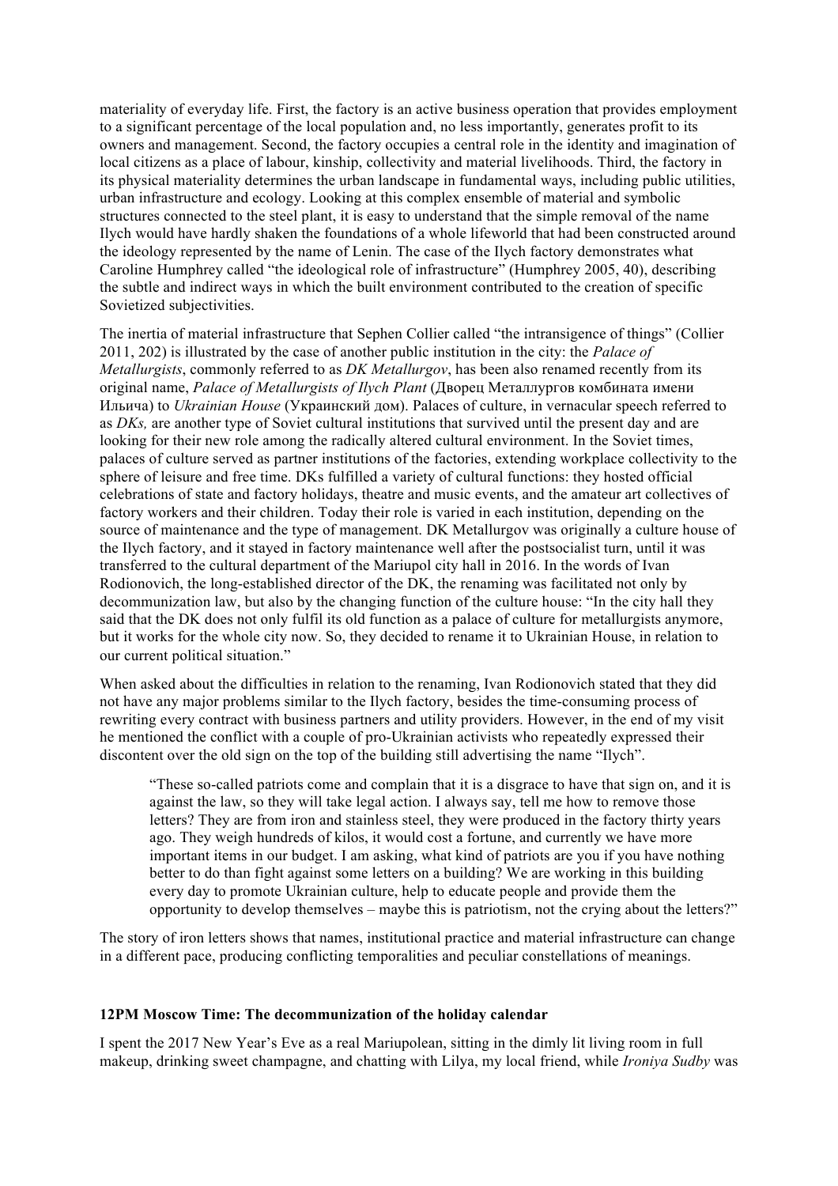materiality of everyday life. First, the factory is an active business operation that provides employment to a significant percentage of the local population and, no less importantly, generates profit to its owners and management. Second, the factory occupies a central role in the identity and imagination of local citizens as a place of labour, kinship, collectivity and material livelihoods. Third, the factory in its physical materiality determines the urban landscape in fundamental ways, including public utilities, urban infrastructure and ecology. Looking at this complex ensemble of material and symbolic structures connected to the steel plant, it is easy to understand that the simple removal of the name Ilych would have hardly shaken the foundations of a whole lifeworld that had been constructed around the ideology represented by the name of Lenin. The case of the Ilych factory demonstrates what Caroline Humphrey called "the ideological role of infrastructure" (Humphrey 2005, 40), describing the subtle and indirect ways in which the built environment contributed to the creation of specific Sovietized subjectivities.

The inertia of material infrastructure that Sephen Collier called "the intransigence of things" (Collier 2011, 202) is illustrated by the case of another public institution in the city: the *Palace of Metallurgists*, commonly referred to as *DK Metallurgov*, has been also renamed recently from its original name, *Palace of Metallurgists of Ilych Plant* (Дворец Металлургов комбината имени Ильича) to *Ukrainian House* (Украинский дом). Palaces of culture, in vernacular speech referred to as *DKs,* are another type of Soviet cultural institutions that survived until the present day and are looking for their new role among the radically altered cultural environment. In the Soviet times, palaces of culture served as partner institutions of the factories, extending workplace collectivity to the sphere of leisure and free time. DKs fulfilled a variety of cultural functions: they hosted official celebrations of state and factory holidays, theatre and music events, and the amateur art collectives of factory workers and their children. Today their role is varied in each institution, depending on the source of maintenance and the type of management. DK Metallurgov was originally a culture house of the Ilych factory, and it stayed in factory maintenance well after the postsocialist turn, until it was transferred to the cultural department of the Mariupol city hall in 2016. In the words of Ivan Rodionovich, the long-established director of the DK, the renaming was facilitated not only by decommunization law, but also by the changing function of the culture house: "In the city hall they said that the DK does not only fulfil its old function as a palace of culture for metallurgists anymore, but it works for the whole city now. So, they decided to rename it to Ukrainian House, in relation to our current political situation."

When asked about the difficulties in relation to the renaming, Ivan Rodionovich stated that they did not have any major problems similar to the Ilych factory, besides the time-consuming process of rewriting every contract with business partners and utility providers. However, in the end of my visit he mentioned the conflict with a couple of pro-Ukrainian activists who repeatedly expressed their discontent over the old sign on the top of the building still advertising the name "Ilych".

> "These so-called patriots come and complain that it is a disgrace to have that sign on, and it is against the law, so they will take legal action. I always say, tell me how to remove those letters? They are from iron and stainless steel, they were produced in the factory thirty years ago. They weigh hundreds of kilos, it would cost a fortune, and currently we have more important items in our budget. I am asking, what kind of patriots are you if you have nothing better to do than fight against some letters on a building? We are working in this building every day to promote Ukrainian culture, help to educate people and provide them the opportunity to develop themselves – maybe this is patriotism, not the crying about the letters?"

The story of iron letters shows that names, institutional practice and material infrastructure can change in a different pace, producing conflicting temporalities and peculiar constellations of meanings.

**12PM Moscow Time: The decommunization of the holiday calendar**

I spent the 2017 New Year's Eve as a real Mariupolean, sitting in the dimly lit living room in full makeup, drinking sweet champagne, and chatting with Lilya, my local friend, while *Ironiya Sudby* was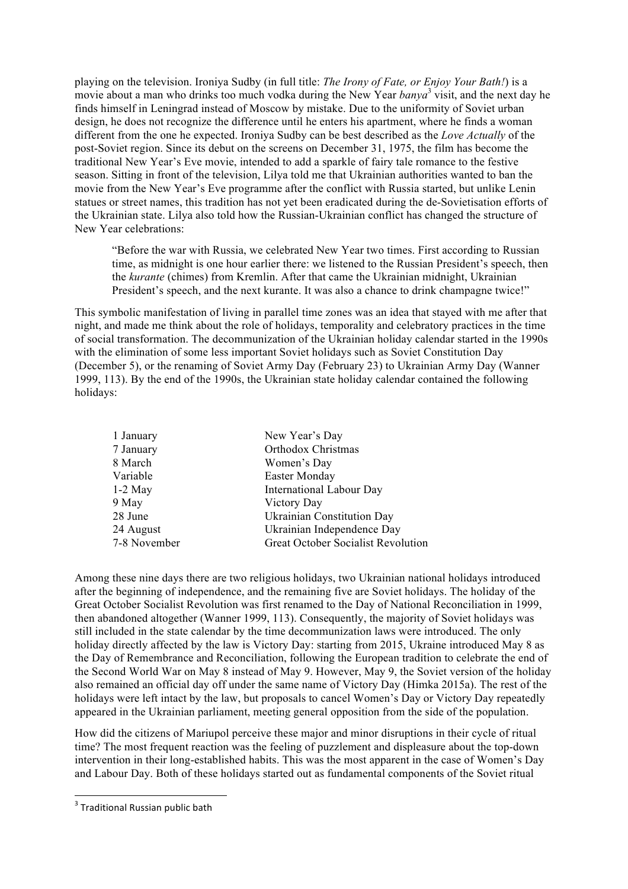playing on the television. Ironiya Sudby (in full title: *The Irony of Fate, or Enjoy Your Bath!*) is a movie about a man who drinks too much vodka during the New Year *banya*[3] visit, and the next day he finds himself in Leningrad instead of Moscow by mistake. Due to the uniformity of Soviet urban design, he does not recognize the difference until he enters his apartment, where he finds a woman different from the one he expected. Ironiya Sudby can be best described as the *Love Actually* of the post-Soviet region. Since its debut on the screens on December 31, 1975, the film has become the traditional New Year's Eve movie, intended to add a sparkle of fairy tale romance to the festive season. Sitting in front of the television, Lilya told me that Ukrainian authorities wanted to ban the movie from the New Year's Eve programme after the conflict with Russia started, but unlike Lenin statues or street names, this tradition has not yet been eradicated during the de-Sovietisation efforts of the Ukrainian state. Lilya also told how the Russian-Ukrainian conflict has changed the structure of New Year celebrations:

> "Before the war with Russia, we celebrated New Year two times. First according to Russian time, as midnight is one hour earlier there: we listened to the Russian President's speech, then the *kurante* (chimes) from Kremlin. After that came the Ukrainian midnight, Ukrainian President's speech, and the next kurante. It was also a chance to drink champagne twice!"

This symbolic manifestation of living in parallel time zones was an idea that stayed with me after that night, and made me think about the role of holidays, temporality and celebratory practices in the time of social transformation. The decommunization of the Ukrainian holiday calendar started in the 1990s with the elimination of some less important Soviet holidays such as Soviet Constitution Day (December 5), or the renaming of Soviet Army Day (February 23) to Ukrainian Army Day (Wanner 1999, 113). By the end of the 1990s, the Ukrainian state holiday calendar contained the following holidays:

| | |
|---|---|
| 1 January | New Year's Day |
| 7 January | Orthodox Christmas |
| 8 March | Women's Day |
| Variable | Easter Monday |
| 1-2 May | International Labour Day |
| 9 May | Victory Day |
| 28 June | Ukrainian Constitution Day |
| 24 August | Ukrainian Independence Day |
| 7-8 November | Great October Socialist Revolution |

Among these nine days there are two religious holidays, two Ukrainian national holidays introduced after the beginning of independence, and the remaining five are Soviet holidays. The holiday of the Great October Socialist Revolution was first renamed to the Day of National Reconciliation in 1999, then abandoned altogether (Wanner 1999, 113). Consequently, the majority of Soviet holidays was still included in the state calendar by the time decommunization laws were introduced. The only holiday directly affected by the law is Victory Day: starting from 2015, Ukraine introduced May 8 as the Day of Remembrance and Reconciliation, following the European tradition to celebrate the end of the Second World War on May 8 instead of May 9. However, May 9, the Soviet version of the holiday also remained an official day off under the same name of Victory Day (Himka 2015a). The rest of the holidays were left intact by the law, but proposals to cancel Women's Day or Victory Day repeatedly appeared in the Ukrainian parliament, meeting general opposition from the side of the population.

How did the citizens of Mariupol perceive these major and minor disruptions in their cycle of ritual time? The most frequent reaction was the feeling of puzzlement and displeasure about the top-down intervention in their long-established habits. This was the most apparent in the case of Women's Day and Labour Day. Both of these holidays started out as fundamental components of the Soviet ritual

[3] Traditional Russian public bath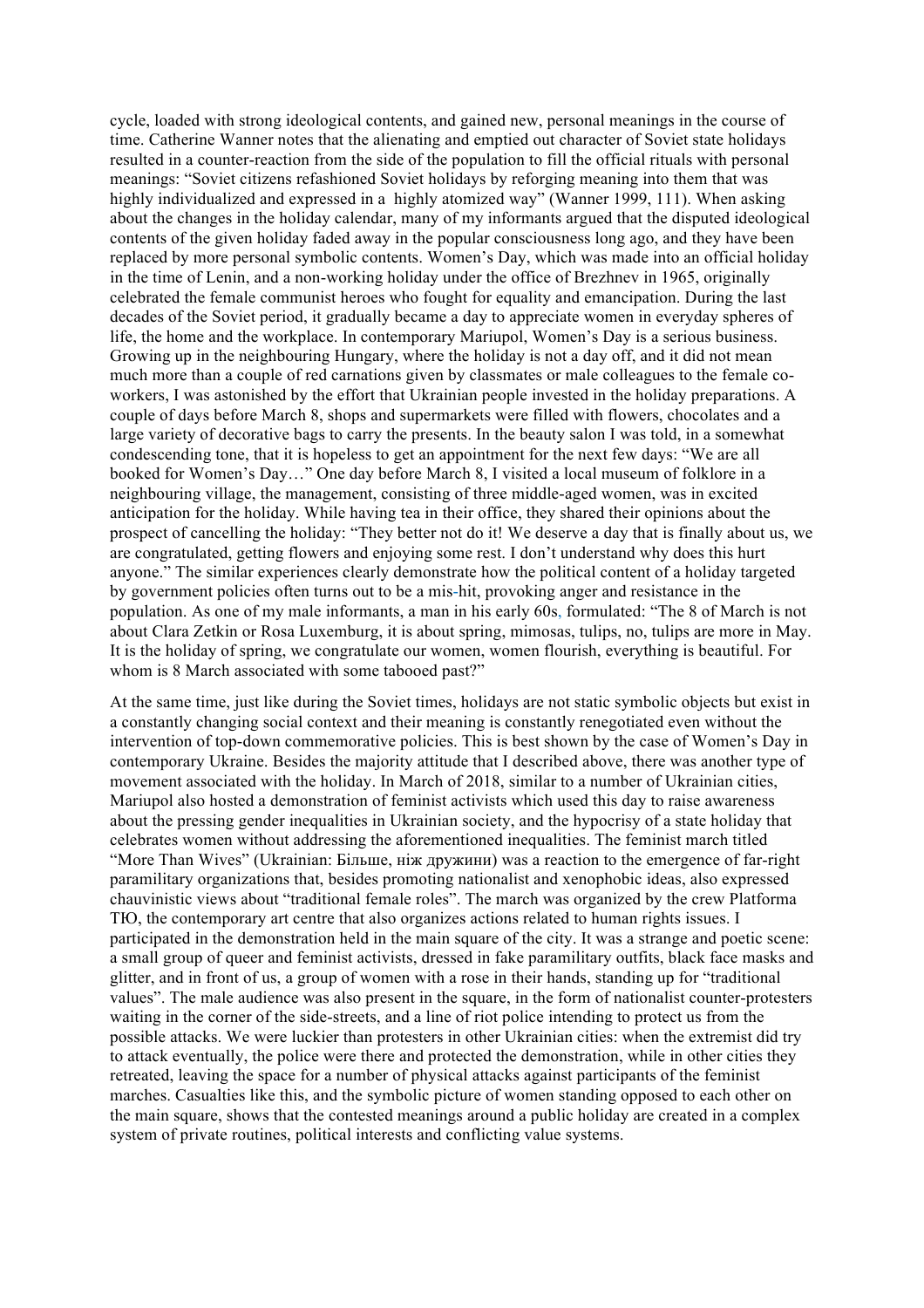cycle, loaded with strong ideological contents, and gained new, personal meanings in the course of time. Catherine Wanner notes that the alienating and emptied out character of Soviet state holidays resulted in a counter-reaction from the side of the population to fill the official rituals with personal meanings: "Soviet citizens refashioned Soviet holidays by reforging meaning into them that was highly individualized and expressed in a highly atomized way" (Wanner 1999, 111). When asking about the changes in the holiday calendar, many of my informants argued that the disputed ideological contents of the given holiday faded away in the popular consciousness long ago, and they have been replaced by more personal symbolic contents. Women's Day, which was made into an official holiday in the time of Lenin, and a non-working holiday under the office of Brezhnev in 1965, originally celebrated the female communist heroes who fought for equality and emancipation. During the last decades of the Soviet period, it gradually became a day to appreciate women in everyday spheres of life, the home and the workplace. In contemporary Mariupol, Women's Day is a serious business. Growing up in the neighbouring Hungary, where the holiday is not a day off, and it did not mean much more than a couple of red carnations given by classmates or male colleagues to the female co-workers, I was astonished by the effort that Ukrainian people invested in the holiday preparations. A couple of days before March 8, shops and supermarkets were filled with flowers, chocolates and a large variety of decorative bags to carry the presents. In the beauty salon I was told, in a somewhat condescending tone, that it is hopeless to get an appointment for the next few days: "We are all booked for Women's Day…" One day before March 8, I visited a local museum of folklore in a neighbouring village, the management, consisting of three middle-aged women, was in excited anticipation for the holiday. While having tea in their office, they shared their opinions about the prospect of cancelling the holiday: "They better not do it! We deserve a day that is finally about us, we are congratulated, getting flowers and enjoying some rest. I don't understand why does this hurt anyone." The similar experiences clearly demonstrate how the political content of a holiday targeted by government policies often turns out to be a mis-hit, provoking anger and resistance in the population. As one of my male informants, a man in his early 60s, formulated: "The 8 of March is not about Clara Zetkin or Rosa Luxemburg, it is about spring, mimosas, tulips, no, tulips are more in May. It is the holiday of spring, we congratulate our women, women flourish, everything is beautiful. For whom is 8 March associated with some tabooed past?"

At the same time, just like during the Soviet times, holidays are not static symbolic objects but exist in a constantly changing social context and their meaning is constantly renegotiated even without the intervention of top-down commemorative policies. This is best shown by the case of Women's Day in contemporary Ukraine. Besides the majority attitude that I described above, there was another type of movement associated with the holiday. In March of 2018, similar to a number of Ukrainian cities, Mariupol also hosted a demonstration of feminist activists which used this day to raise awareness about the pressing gender inequalities in Ukrainian society, and the hypocrisy of a state holiday that celebrates women without addressing the aforementioned inequalities. The feminist march titled "More Than Wives" (Ukrainian: Більше, ніж дружини) was a reaction to the emergence of far-right paramilitary organizations that, besides promoting nationalist and xenophobic ideas, also expressed chauvinistic views about "traditional female roles". The march was organized by the crew Platforma TЮ, the contemporary art centre that also organizes actions related to human rights issues. I participated in the demonstration held in the main square of the city. It was a strange and poetic scene: a small group of queer and feminist activists, dressed in fake paramilitary outfits, black face masks and glitter, and in front of us, a group of women with a rose in their hands, standing up for "traditional values". The male audience was also present in the square, in the form of nationalist counter-protesters waiting in the corner of the side-streets, and a line of riot police intending to protect us from the possible attacks. We were luckier than protesters in other Ukrainian cities: when the extremist did try to attack eventually, the police were there and protected the demonstration, while in other cities they retreated, leaving the space for a number of physical attacks against participants of the feminist marches. Casualties like this, and the symbolic picture of women standing opposed to each other on the main square, shows that the contested meanings around a public holiday are created in a complex system of private routines, political interests and conflicting value systems.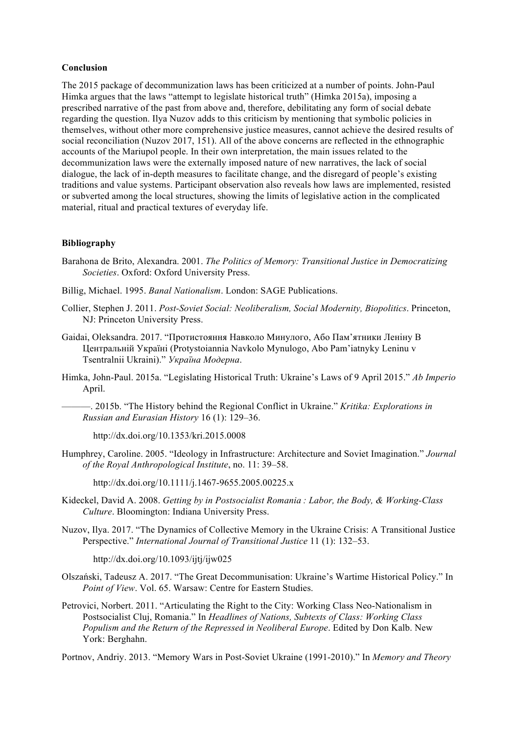## Conclusion

The 2015 package of decommunization laws has been criticized at a number of points. John-Paul Himka argues that the laws "attempt to legislate historical truth" (Himka 2015a), imposing a prescribed narrative of the past from above and, therefore, debilitating any form of social debate regarding the question. Ilya Nuzov adds to this criticism by mentioning that symbolic policies in themselves, without other more comprehensive justice measures, cannot achieve the desired results of social reconciliation (Nuzov 2017, 151). All of the above concerns are reflected in the ethnographic accounts of the Mariupol people. In their own interpretation, the main issues related to the decommunization laws were the externally imposed nature of new narratives, the lack of social dialogue, the lack of in-depth measures to facilitate change, and the disregard of people's existing traditions and value systems. Participant observation also reveals how laws are implemented, resisted or subverted among the local structures, showing the limits of legislative action in the complicated material, ritual and practical textures of everyday life.

## Bibliography

Barahona de Brito, Alexandra. 2001. *The Politics of Memory: Transitional Justice in Democratizing Societies*. Oxford: Oxford University Press.

Billig, Michael. 1995. *Banal Nationalism*. London: SAGE Publications.

Collier, Stephen J. 2011. *Post-Soviet Social: Neoliberalism, Social Modernity, Biopolitics*. Princeton, NJ: Princeton University Press.

Gaidai, Oleksandra. 2017. "Протистояння Навколо Минулого, Або Пам'ятники Леніну В Центральній Україні (Protystoiannia Navkolo Mynulogo, Abo Pam'iatnyky Leninu v Tsentralnii Ukraini)." *Україна Модерна*.

Himka, John-Paul. 2015a. "Legislating Historical Truth: Ukraine's Laws of 9 April 2015." *Ab Imperio* April.

———. 2015b. "The History behind the Regional Conflict in Ukraine." *Kritika: Explorations in Russian and Eurasian History* 16 (1): 129–36.

http://dx.doi.org/10.1353/kri.2015.0008

Humphrey, Caroline. 2005. "Ideology in Infrastructure: Architecture and Soviet Imagination." *Journal of the Royal Anthropological Institute*, no. 11: 39–58.

http://dx.doi.org/10.1111/j.1467-9655.2005.00225.x

Kideckel, David A. 2008. *Getting by in Postsocialist Romania : Labor, the Body, & Working-Class Culture*. Bloomington: Indiana University Press.

Nuzov, Ilya. 2017. "The Dynamics of Collective Memory in the Ukraine Crisis: A Transitional Justice Perspective." *International Journal of Transitional Justice* 11 (1): 132–53.

http://dx.doi.org/10.1093/ijtj/ijw025

Olszański, Tadeusz A. 2017. "The Great Decommunisation: Ukraine's Wartime Historical Policy." In *Point of View*. Vol. 65. Warsaw: Centre for Eastern Studies.

Petrovici, Norbert. 2011. "Articulating the Right to the City: Working Class Neo-Nationalism in Postsocialist Cluj, Romania." In *Headlines of Nations, Subtexts of Class: Working Class Populism and the Return of the Repressed in Neoliberal Europe*. Edited by Don Kalb. New York: Berghahn.

Portnov, Andriy. 2013. "Memory Wars in Post-Soviet Ukraine (1991-2010)." In *Memory and Theory*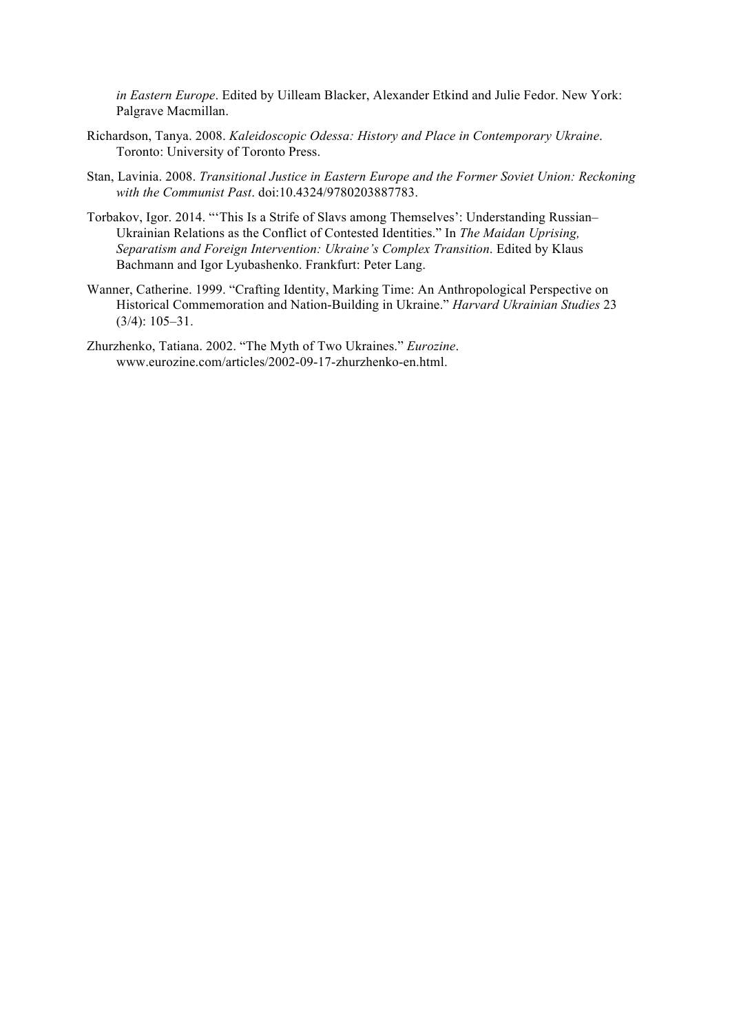*in Eastern Europe*. Edited by Uilleam Blacker, Alexander Etkind and Julie Fedor. New York: Palgrave Macmillan.

Richardson, Tanya. 2008. *Kaleidoscopic Odessa: History and Place in Contemporary Ukraine*. Toronto: University of Toronto Press.

Stan, Lavinia. 2008. *Transitional Justice in Eastern Europe and the Former Soviet Union: Reckoning with the Communist Past*. doi:10.4324/9780203887783.

Torbakov, Igor. 2014. "'This Is a Strife of Slavs among Themselves': Understanding Russian–Ukrainian Relations as the Conflict of Contested Identities." In *The Maidan Uprising, Separatism and Foreign Intervention: Ukraine's Complex Transition*. Edited by Klaus Bachmann and Igor Lyubashenko. Frankfurt: Peter Lang.

Wanner, Catherine. 1999. "Crafting Identity, Marking Time: An Anthropological Perspective on Historical Commemoration and Nation-Building in Ukraine." *Harvard Ukrainian Studies* 23 (3/4): 105–31.

Zhurzhenko, Tatiana. 2002. "The Myth of Two Ukraines." *Eurozine*. www.eurozine.com/articles/2002-09-17-zhurzhenko-en.html.